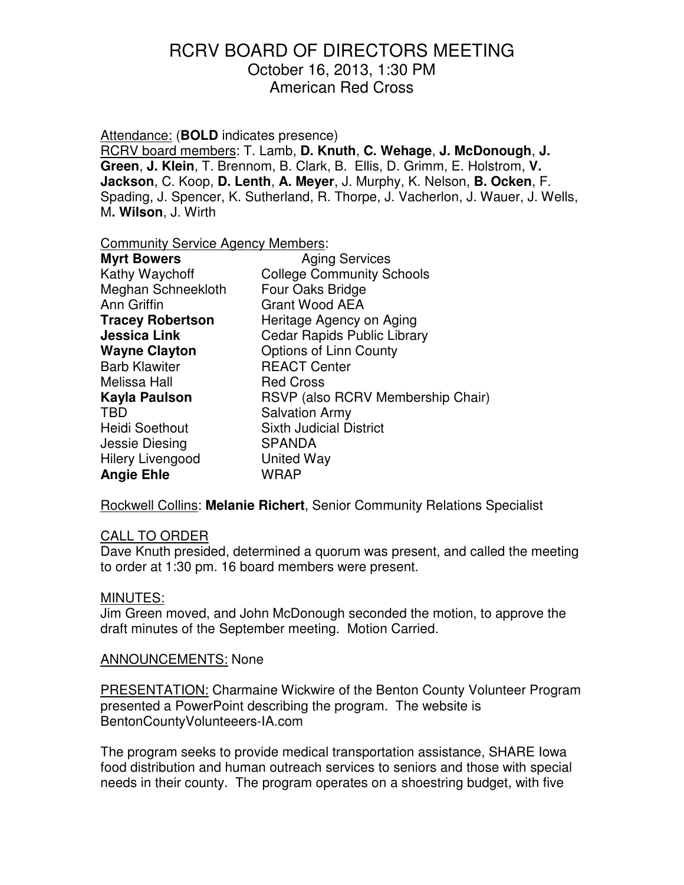# RCRV BOARD OF DIRECTORS MEETING

October 16, 2013, 1:30 PM
American Red Cross

Attendance: (**BOLD** indicates presence)
RCRV board members: T. Lamb, **D. Knuth**, **C. Wehage**, **J. McDonough**, **J. Green**, **J. Klein**, T. Brennom, B. Clark, B. Ellis, D. Grimm, E. Holstrom, **V. Jackson**, C. Koop, **D. Lenth**, **A. Meyer**, J. Murphy, K. Nelson, **B. Ocken**, F. Spading, J. Spencer, K. Sutherland, R. Thorpe, J. Vacherlon, J. Wauer, J. Wells, M**. Wilson**, J. Wirth

Community Service Agency Members:

| | |
|---|---|
| **Myrt Bowers** | Aging Services |
| Kathy Waychoff | College Community Schools |
| Meghan Schneekloth | Four Oaks Bridge |
| Ann Griffin | Grant Wood AEA |
| **Tracey Robertson** | Heritage Agency on Aging |
| **Jessica Link** | Cedar Rapids Public Library |
| **Wayne Clayton** | Options of Linn County |
| Barb Klawiter | REACT Center |
| Melissa Hall | Red Cross |
| **Kayla Paulson** | RSVP (also RCRV Membership Chair) |
| TBD | Salvation Army |
| Heidi Soethout | Sixth Judicial District |
| Jessie Diesing | SPANDA |
| Hilery Livengood | United Way |
| **Angie Ehle** | WRAP |

Rockwell Collins: **Melanie Richert**, Senior Community Relations Specialist

CALL TO ORDER
Dave Knuth presided, determined a quorum was present, and called the meeting to order at 1:30 pm. 16 board members were present.

MINUTES:
Jim Green moved, and John McDonough seconded the motion, to approve the draft minutes of the September meeting. Motion Carried.

ANNOUNCEMENTS: None

PRESENTATION: Charmaine Wickwire of the Benton County Volunteer Program presented a PowerPoint describing the program. The website is BentonCountyVolunteeers-IA.com

The program seeks to provide medical transportation assistance, SHARE Iowa food distribution and human outreach services to seniors and those with special needs in their county. The program operates on a shoestring budget, with five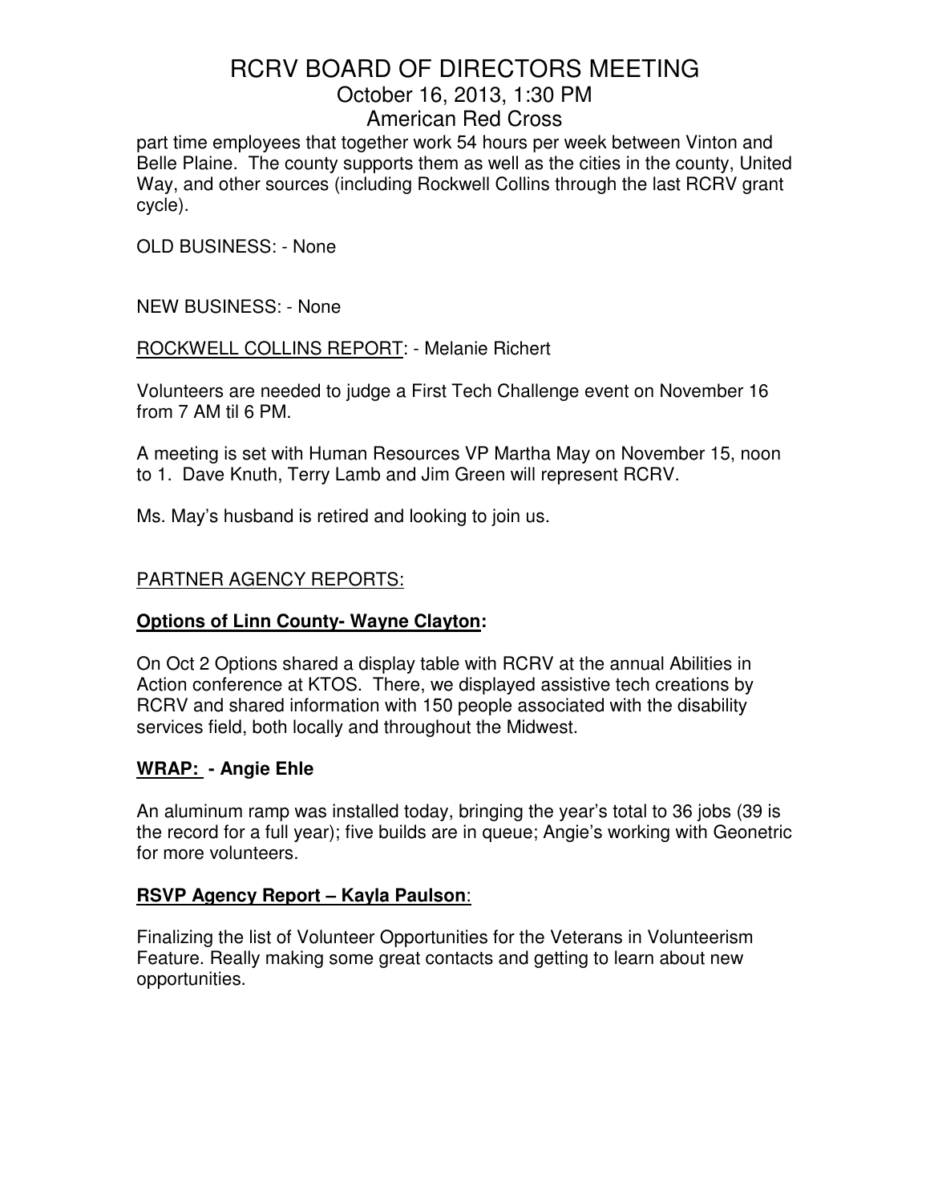part time employees that together work 54 hours per week between Vinton and Belle Plaine. The county supports them as well as the cities in the county, United Way, and other sources (including Rockwell Collins through the last RCRV grant cycle).

OLD BUSINESS: - None

NEW BUSINESS: - None

ROCKWELL COLLINS REPORT: - Melanie Richert

Volunteers are needed to judge a First Tech Challenge event on November 16 from 7 AM til 6 PM.

A meeting is set with Human Resources VP Martha May on November 15, noon to 1. Dave Knuth, Terry Lamb and Jim Green will represent RCRV.

Ms. May's husband is retired and looking to join us.

PARTNER AGENCY REPORTS:

**Options of Linn County- Wayne Clayton:**

On Oct 2 Options shared a display table with RCRV at the annual Abilities in Action conference at KTOS. There, we displayed assistive tech creations by RCRV and shared information with 150 people associated with the disability services field, both locally and throughout the Midwest.

**WRAP: - Angie Ehle**

An aluminum ramp was installed today, bringing the year's total to 36 jobs (39 is the record for a full year); five builds are in queue; Angie's working with Geonetric for more volunteers.

**RSVP Agency Report – Kayla Paulson**:

Finalizing the list of Volunteer Opportunities for the Veterans in Volunteerism Feature. Really making some great contacts and getting to learn about new opportunities.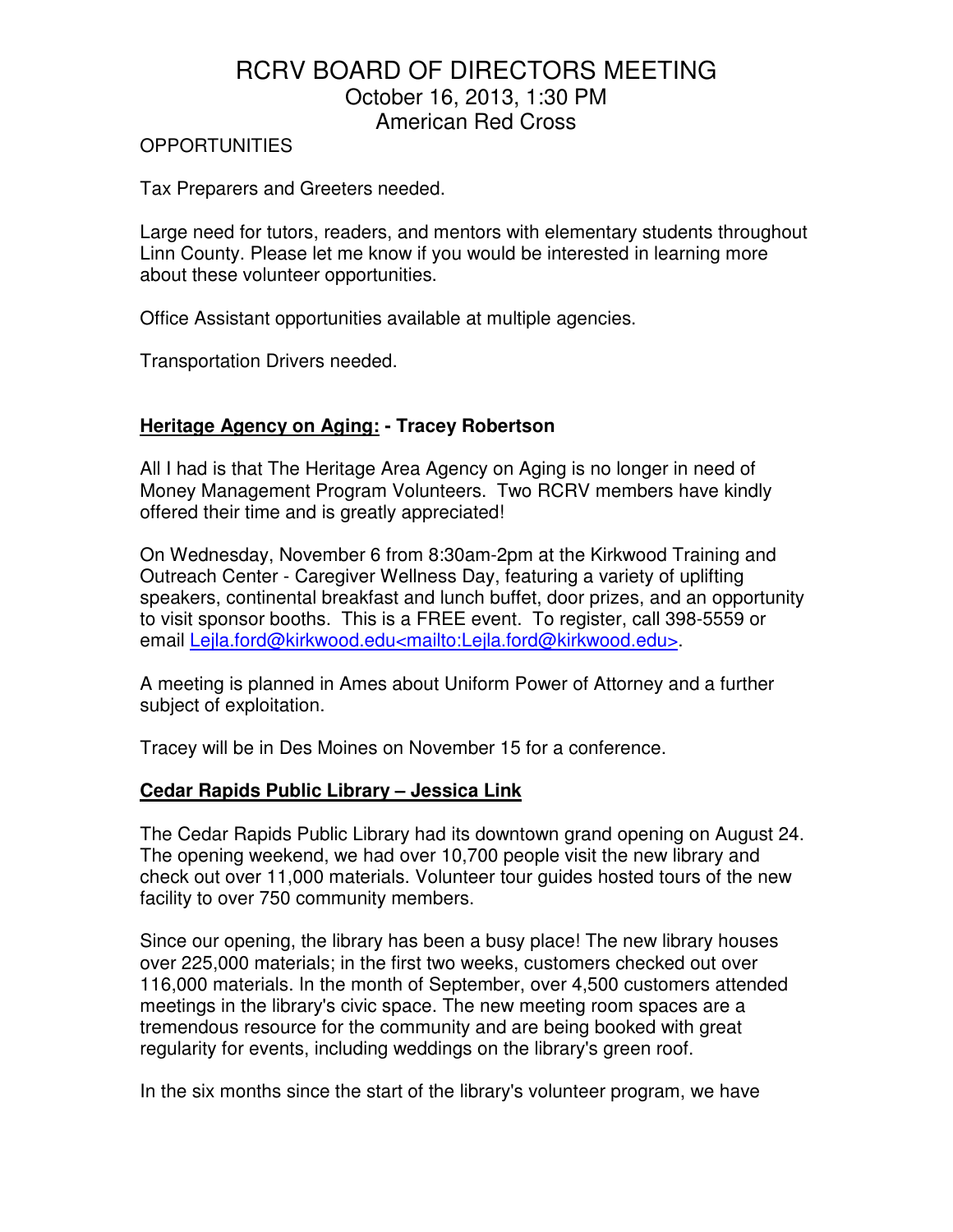# RCRV BOARD OF DIRECTORS MEETING

October 16, 2013, 1:30 PM
American Red Cross

OPPORTUNITIES

Tax Preparers and Greeters needed.

Large need for tutors, readers, and mentors with elementary students throughout Linn County. Please let me know if you would be interested in learning more about these volunteer opportunities.

Office Assistant opportunities available at multiple agencies.

Transportation Drivers needed.

**Heritage Agency on Aging: - Tracey Robertson**

All I had is that The Heritage Area Agency on Aging is no longer in need of Money Management Program Volunteers. Two RCRV members have kindly offered their time and is greatly appreciated!

On Wednesday, November 6 from 8:30am-2pm at the Kirkwood Training and Outreach Center - Caregiver Wellness Day, featuring a variety of uplifting speakers, continental breakfast and lunch buffet, door prizes, and an opportunity to visit sponsor booths. This is a FREE event. To register, call 398-5559 or email Lejla.ford@kirkwood.edu<mailto:Lejla.ford@kirkwood.edu>.

A meeting is planned in Ames about Uniform Power of Attorney and a further subject of exploitation.

Tracey will be in Des Moines on November 15 for a conference.

**Cedar Rapids Public Library – Jessica Link**

The Cedar Rapids Public Library had its downtown grand opening on August 24. The opening weekend, we had over 10,700 people visit the new library and check out over 11,000 materials. Volunteer tour guides hosted tours of the new facility to over 750 community members.

Since our opening, the library has been a busy place! The new library houses over 225,000 materials; in the first two weeks, customers checked out over 116,000 materials. In the month of September, over 4,500 customers attended meetings in the library's civic space. The new meeting room spaces are a tremendous resource for the community and are being booked with great regularity for events, including weddings on the library's green roof.

In the six months since the start of the library's volunteer program, we have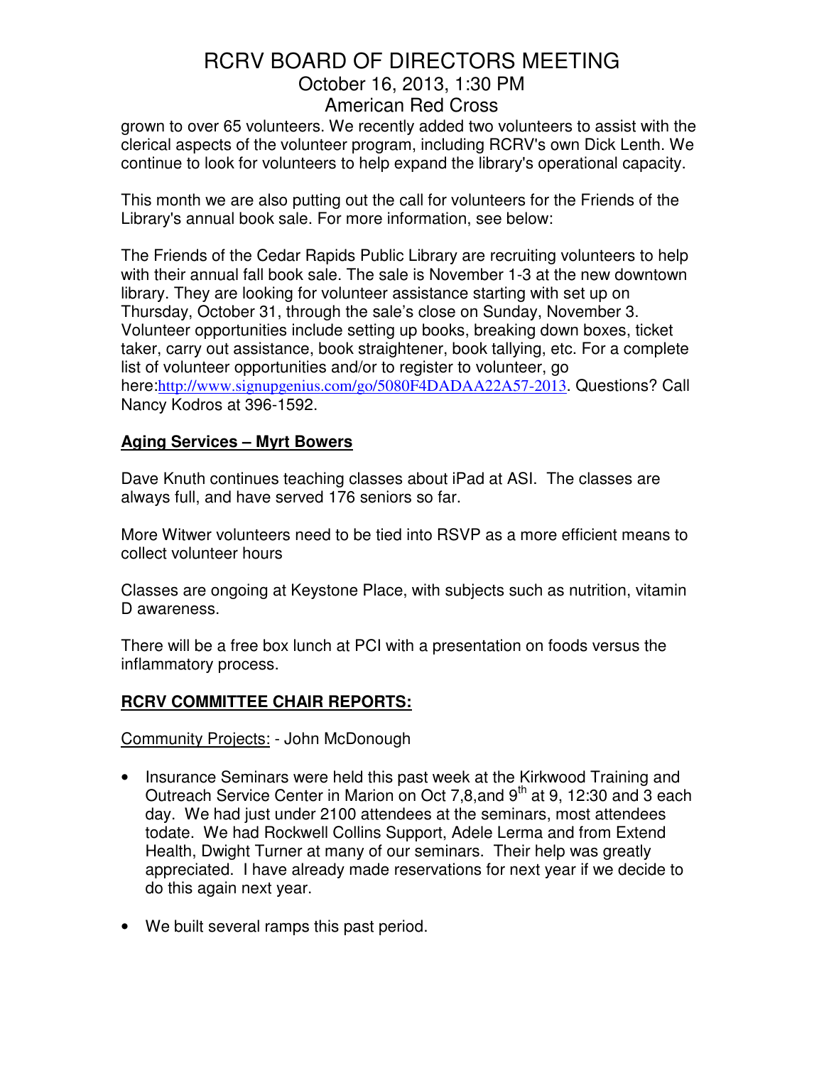grown to over 65 volunteers. We recently added two volunteers to assist with the clerical aspects of the volunteer program, including RCRV's own Dick Lenth. We continue to look for volunteers to help expand the library's operational capacity.

This month we are also putting out the call for volunteers for the Friends of the Library's annual book sale. For more information, see below:

The Friends of the Cedar Rapids Public Library are recruiting volunteers to help with their annual fall book sale. The sale is November 1-3 at the new downtown library. They are looking for volunteer assistance starting with set up on Thursday, October 31, through the sale's close on Sunday, November 3. Volunteer opportunities include setting up books, breaking down boxes, ticket taker, carry out assistance, book straightener, book tallying, etc. For a complete list of volunteer opportunities and/or to register to volunteer, go here:http://www.signupgenius.com/go/5080F4DADAA22A57-2013. Questions? Call Nancy Kodros at 396-1592.

**Aging Services – Myrt Bowers**

Dave Knuth continues teaching classes about iPad at ASI. The classes are always full, and have served 176 seniors so far.

More Witwer volunteers need to be tied into RSVP as a more efficient means to collect volunteer hours

Classes are ongoing at Keystone Place, with subjects such as nutrition, vitamin D awareness.

There will be a free box lunch at PCI with a presentation on foods versus the inflammatory process.

**RCRV COMMITTEE CHAIR REPORTS:**

Community Projects: - John McDonough

- Insurance Seminars were held this past week at the Kirkwood Training and Outreach Service Center in Marion on Oct 7,8,and 9th at 9, 12:30 and 3 each day. We had just under 2100 attendees at the seminars, most attendees todate. We had Rockwell Collins Support, Adele Lerma and from Extend Health, Dwight Turner at many of our seminars. Their help was greatly appreciated. I have already made reservations for next year if we decide to do this again next year.
- We built several ramps this past period.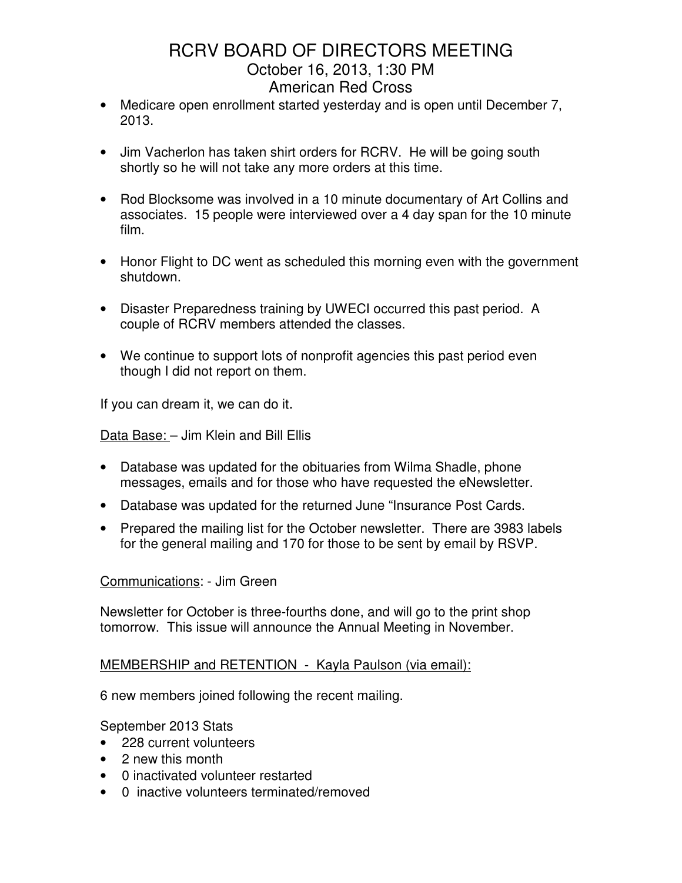# RCRV BOARD OF DIRECTORS MEETING
October 16, 2013, 1:30 PM
American Red Cross

- Medicare open enrollment started yesterday and is open until December 7, 2013.
- Jim Vacherlon has taken shirt orders for RCRV. He will be going south shortly so he will not take any more orders at this time.
- Rod Blocksome was involved in a 10 minute documentary of Art Collins and associates. 15 people were interviewed over a 4 day span for the 10 minute film.
- Honor Flight to DC went as scheduled this morning even with the government shutdown.
- Disaster Preparedness training by UWECI occurred this past period. A couple of RCRV members attended the classes.
- We continue to support lots of nonprofit agencies this past period even though I did not report on them.

If you can dream it, we can do it.

Data Base: – Jim Klein and Bill Ellis

- Database was updated for the obituaries from Wilma Shadle, phone messages, emails and for those who have requested the eNewsletter.
- Database was updated for the returned June "Insurance Post Cards.
- Prepared the mailing list for the October newsletter. There are 3983 labels for the general mailing and 170 for those to be sent by email by RSVP.

Communications: - Jim Green

Newsletter for October is three-fourths done, and will go to the print shop tomorrow. This issue will announce the Annual Meeting in November.

MEMBERSHIP and RETENTION - Kayla Paulson (via email):

6 new members joined following the recent mailing.

September 2013 Stats

- 228 current volunteers
- 2 new this month
- 0 inactivated volunteer restarted
- 0 inactive volunteers terminated/removed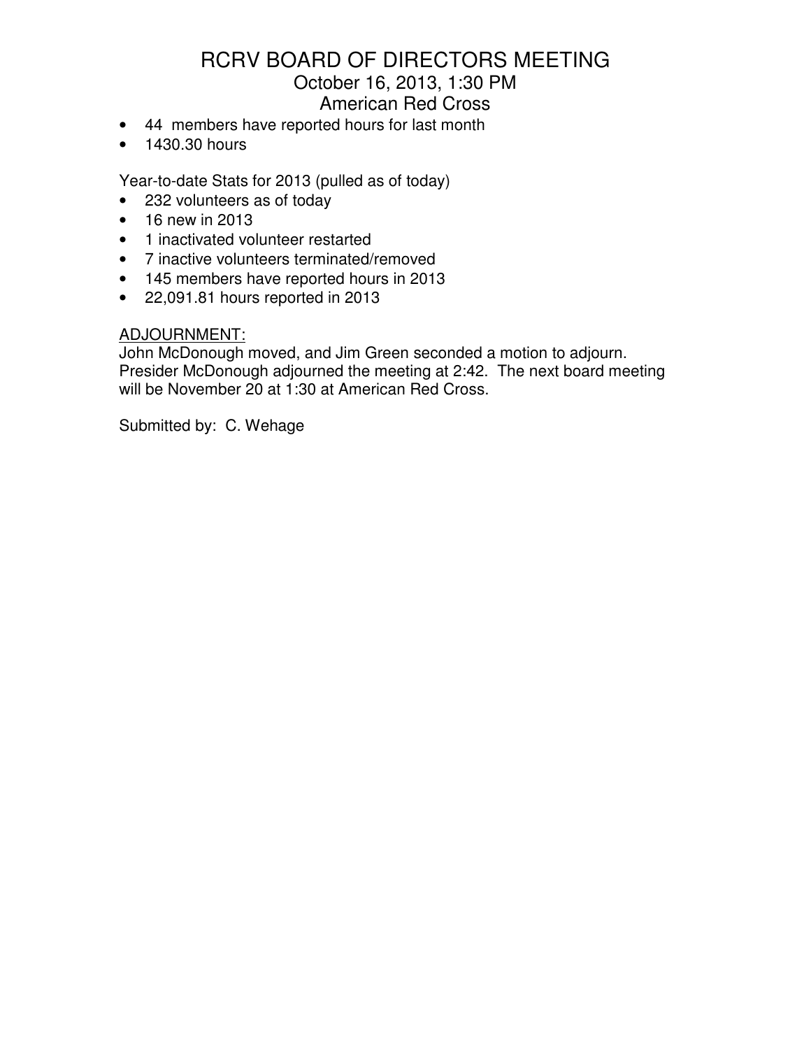- 44 members have reported hours for last month
- 1430.30 hours

Year-to-date Stats for 2013 (pulled as of today)

- 232 volunteers as of today
- 16 new in 2013
- 1 inactivated volunteer restarted
- 7 inactive volunteers terminated/removed
- 145 members have reported hours in 2013
- 22,091.81 hours reported in 2013

ADJOURNMENT:

John McDonough moved, and Jim Green seconded a motion to adjourn. Presider McDonough adjourned the meeting at 2:42. The next board meeting will be November 20 at 1:30 at American Red Cross.

Submitted by: C. Wehage